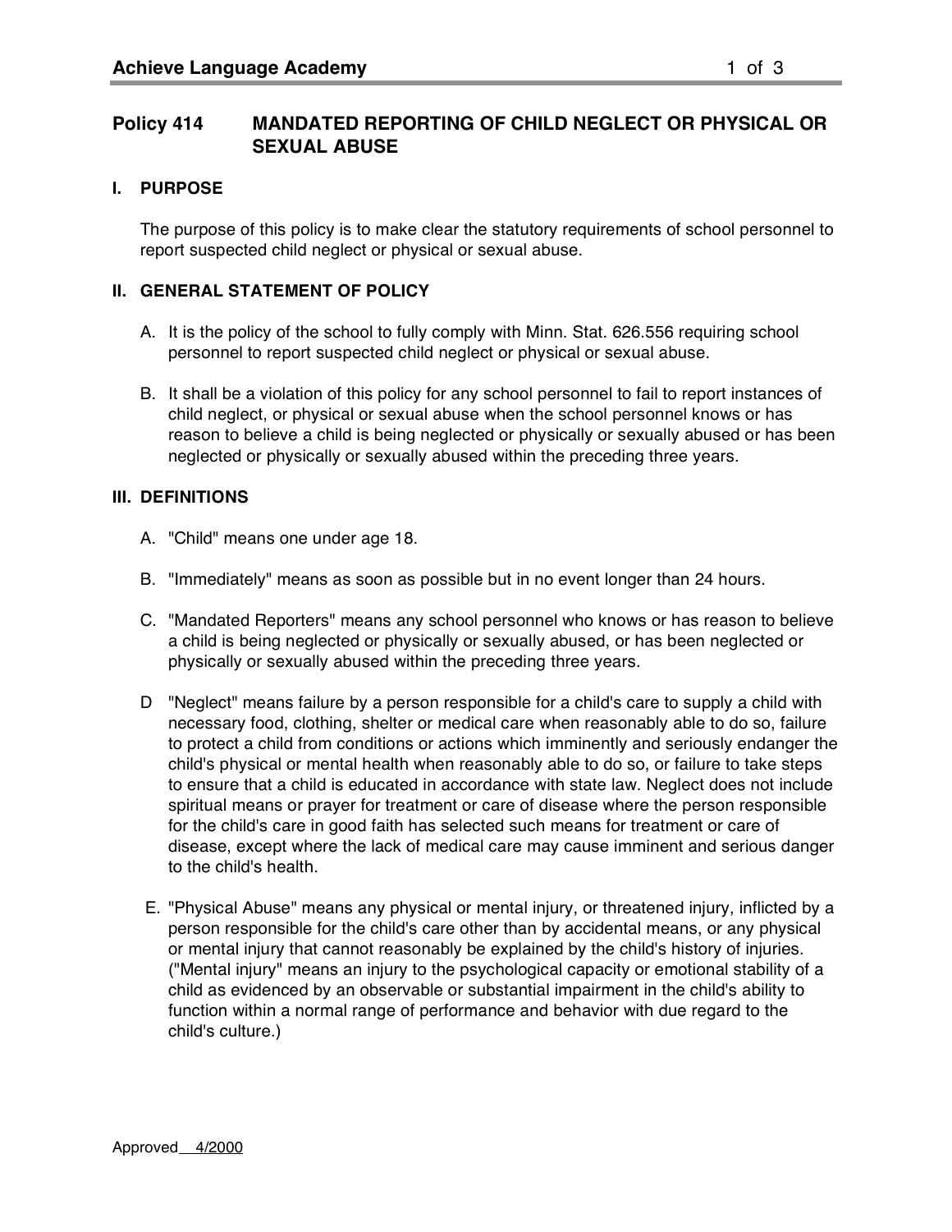# Policy 414 MANDATED REPORTING OF CHILD NEGLECT OR PHYSICAL OR SEXUAL ABUSE

## I. PURPOSE

The purpose of this policy is to make clear the statutory requirements of school personnel to report suspected child neglect or physical or sexual abuse.

## II. GENERAL STATEMENT OF POLICY

A. It is the policy of the school to fully comply with Minn. Stat. 626.556 requiring school personnel to report suspected child neglect or physical or sexual abuse.

B. It shall be a violation of this policy for any school personnel to fail to report instances of child neglect, or physical or sexual abuse when the school personnel knows or has reason to believe a child is being neglected or physically or sexually abused or has been neglected or physically or sexually abused within the preceding three years.

## III. DEFINITIONS

A. "Child" means one under age 18.

B. "Immediately" means as soon as possible but in no event longer than 24 hours.

C. "Mandated Reporters" means any school personnel who knows or has reason to believe a child is being neglected or physically or sexually abused, or has been neglected or physically or sexually abused within the preceding three years.

D "Neglect" means failure by a person responsible for a child's care to supply a child with necessary food, clothing, shelter or medical care when reasonably able to do so, failure to protect a child from conditions or actions which imminently and seriously endanger the child's physical or mental health when reasonably able to do so, or failure to take steps to ensure that a child is educated in accordance with state law. Neglect does not include spiritual means or prayer for treatment or care of disease where the person responsible for the child's care in good faith has selected such means for treatment or care of disease, except where the lack of medical care may cause imminent and serious danger to the child's health.

E. "Physical Abuse" means any physical or mental injury, or threatened injury, inflicted by a person responsible for the child's care other than by accidental means, or any physical or mental injury that cannot reasonably be explained by the child's history of injuries. ("Mental injury" means an injury to the psychological capacity or emotional stability of a child as evidenced by an observable or substantial impairment in the child's ability to function within a normal range of performance and behavior with due regard to the child's culture.)

Approved 4/2000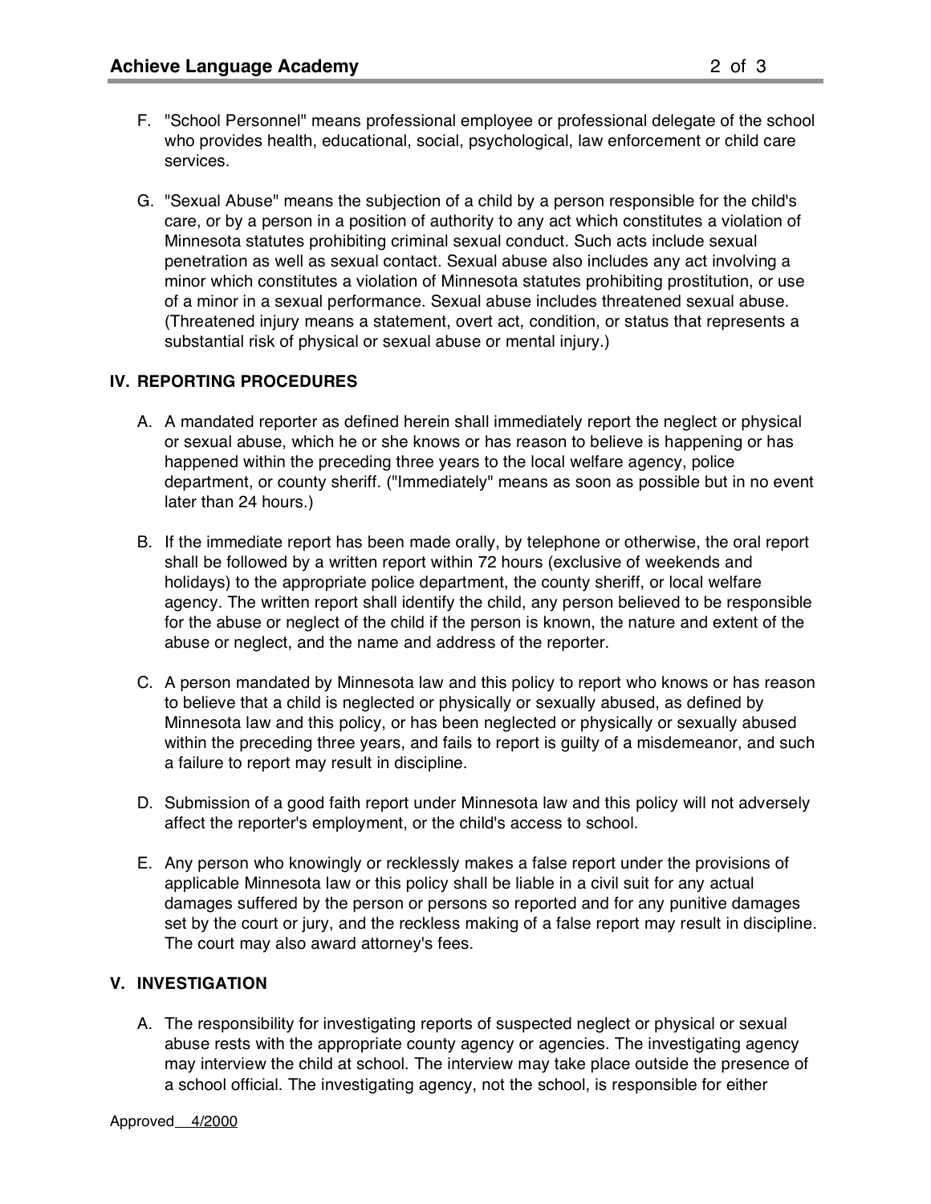F. "School Personnel" means professional employee or professional delegate of the school who provides health, educational, social, psychological, law enforcement or child care services.

G. "Sexual Abuse" means the subjection of a child by a person responsible for the child's care, or by a person in a position of authority to any act which constitutes a violation of Minnesota statutes prohibiting criminal sexual conduct. Such acts include sexual penetration as well as sexual contact. Sexual abuse also includes any act involving a minor which constitutes a violation of Minnesota statutes prohibiting prostitution, or use of a minor in a sexual performance. Sexual abuse includes threatened sexual abuse. (Threatened injury means a statement, overt act, condition, or status that represents a substantial risk of physical or sexual abuse or mental injury.)

## IV. REPORTING PROCEDURES

A. A mandated reporter as defined herein shall immediately report the neglect or physical or sexual abuse, which he or she knows or has reason to believe is happening or has happened within the preceding three years to the local welfare agency, police department, or county sheriff. ("Immediately" means as soon as possible but in no event later than 24 hours.)

B. If the immediate report has been made orally, by telephone or otherwise, the oral report shall be followed by a written report within 72 hours (exclusive of weekends and holidays) to the appropriate police department, the county sheriff, or local welfare agency. The written report shall identify the child, any person believed to be responsible for the abuse or neglect of the child if the person is known, the nature and extent of the abuse or neglect, and the name and address of the reporter.

C. A person mandated by Minnesota law and this policy to report who knows or has reason to believe that a child is neglected or physically or sexually abused, as defined by Minnesota law and this policy, or has been neglected or physically or sexually abused within the preceding three years, and fails to report is guilty of a misdemeanor, and such a failure to report may result in discipline.

D. Submission of a good faith report under Minnesota law and this policy will not adversely affect the reporter's employment, or the child's access to school.

E. Any person who knowingly or recklessly makes a false report under the provisions of applicable Minnesota law or this policy shall be liable in a civil suit for any actual damages suffered by the person or persons so reported and for any punitive damages set by the court or jury, and the reckless making of a false report may result in discipline. The court may also award attorney's fees.

## V. INVESTIGATION

A. The responsibility for investigating reports of suspected neglect or physical or sexual abuse rests with the appropriate county agency or agencies. The investigating agency may interview the child at school. The interview may take place outside the presence of a school official. The investigating agency, not the school, is responsible for either

Approved 4/2000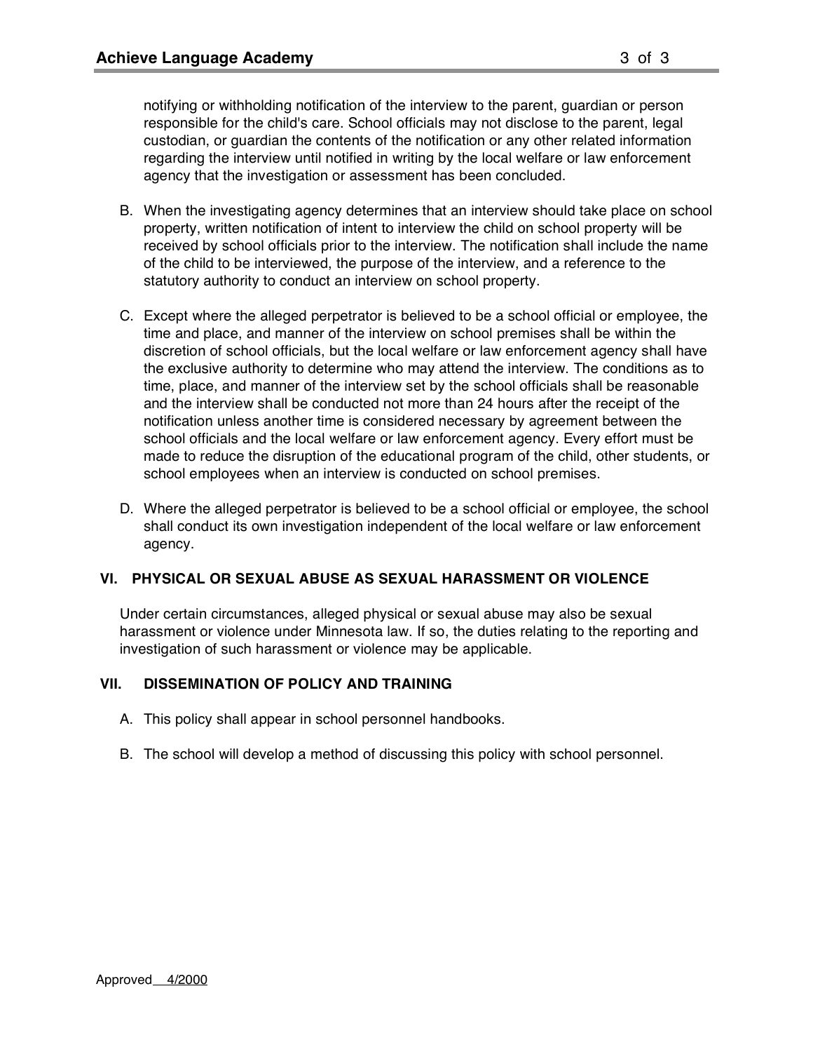notifying or withholding notification of the interview to the parent, guardian or person responsible for the child's care. School officials may not disclose to the parent, legal custodian, or guardian the contents of the notification or any other related information regarding the interview until notified in writing by the local welfare or law enforcement agency that the investigation or assessment has been concluded.

B. When the investigating agency determines that an interview should take place on school property, written notification of intent to interview the child on school property will be received by school officials prior to the interview. The notification shall include the name of the child to be interviewed, the purpose of the interview, and a reference to the statutory authority to conduct an interview on school property.

C. Except where the alleged perpetrator is believed to be a school official or employee, the time and place, and manner of the interview on school premises shall be within the discretion of school officials, but the local welfare or law enforcement agency shall have the exclusive authority to determine who may attend the interview. The conditions as to time, place, and manner of the interview set by the school officials shall be reasonable and the interview shall be conducted not more than 24 hours after the receipt of the notification unless another time is considered necessary by agreement between the school officials and the local welfare or law enforcement agency. Every effort must be made to reduce the disruption of the educational program of the child, other students, or school employees when an interview is conducted on school premises.

D. Where the alleged perpetrator is believed to be a school official or employee, the school shall conduct its own investigation independent of the local welfare or law enforcement agency.

## VI. PHYSICAL OR SEXUAL ABUSE AS SEXUAL HARASSMENT OR VIOLENCE

Under certain circumstances, alleged physical or sexual abuse may also be sexual harassment or violence under Minnesota law. If so, the duties relating to the reporting and investigation of such harassment or violence may be applicable.

## VII. DISSEMINATION OF POLICY AND TRAINING

A. This policy shall appear in school personnel handbooks.

B. The school will develop a method of discussing this policy with school personnel.

Approved 4/2000